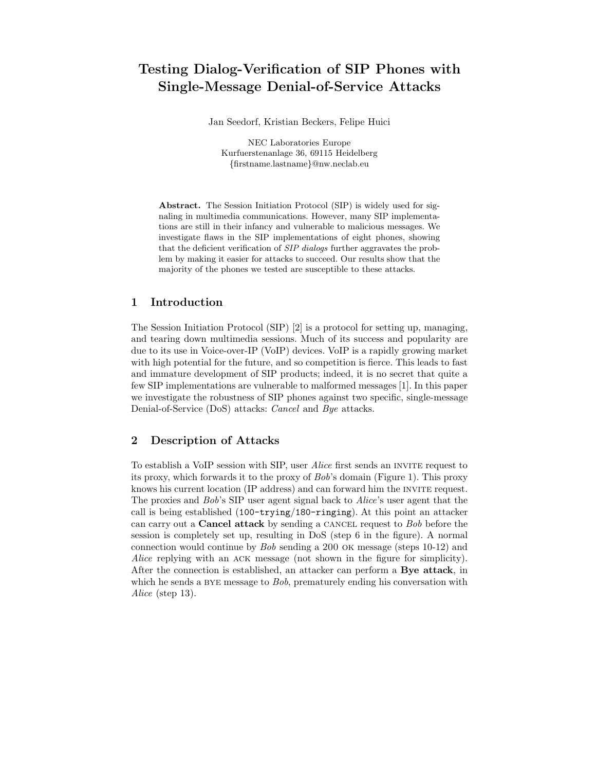# Testing Dialog-Verification of SIP Phones with Single-Message Denial-of-Service Attacks

Jan Seedorf, Kristian Beckers, Felipe Huici

NEC Laboratories Europe
Kurfuerstenanlage 36, 69115 Heidelberg
{firstname.lastname}@nw.neclab.eu

**Abstract.** The Session Initiation Protocol (SIP) is widely used for signaling in multimedia communications. However, many SIP implementations are still in their infancy and vulnerable to malicious messages. We investigate flaws in the SIP implementations of eight phones, showing that the deficient verification of *SIP dialogs* further aggravates the problem by making it easier for attacks to succeed. Our results show that the majority of the phones we tested are susceptible to these attacks.

## 1 Introduction

The Session Initiation Protocol (SIP) [2] is a protocol for setting up, managing, and tearing down multimedia sessions. Much of its success and popularity are due to its use in Voice-over-IP (VoIP) devices. VoIP is a rapidly growing market with high potential for the future, and so competition is fierce. This leads to fast and immature development of SIP products; indeed, it is no secret that quite a few SIP implementations are vulnerable to malformed messages [1]. In this paper we investigate the robustness of SIP phones against two specific, single-message Denial-of-Service (DoS) attacks: *Cancel* and *Bye* attacks.

## 2 Description of Attacks

To establish a VoIP session with SIP, user *Alice* first sends an INVITE request to its proxy, which forwards it to the proxy of *Bob*'s domain (Figure 1). This proxy knows his current location (IP address) and can forward him the INVITE request. The proxies and *Bob*'s SIP user agent signal back to *Alice*'s user agent that the call is being established (`100-trying/180-ringing`). At this point an attacker can carry out a **Cancel attack** by sending a CANCEL request to *Bob* before the session is completely set up, resulting in DoS (step 6 in the figure). A normal connection would continue by *Bob* sending a 200 OK message (steps 10-12) and *Alice* replying with an ACK message (not shown in the figure for simplicity). After the connection is established, an attacker can perform a **Bye attack**, in which he sends a BYE message to *Bob*, prematurely ending his conversation with *Alice* (step 13).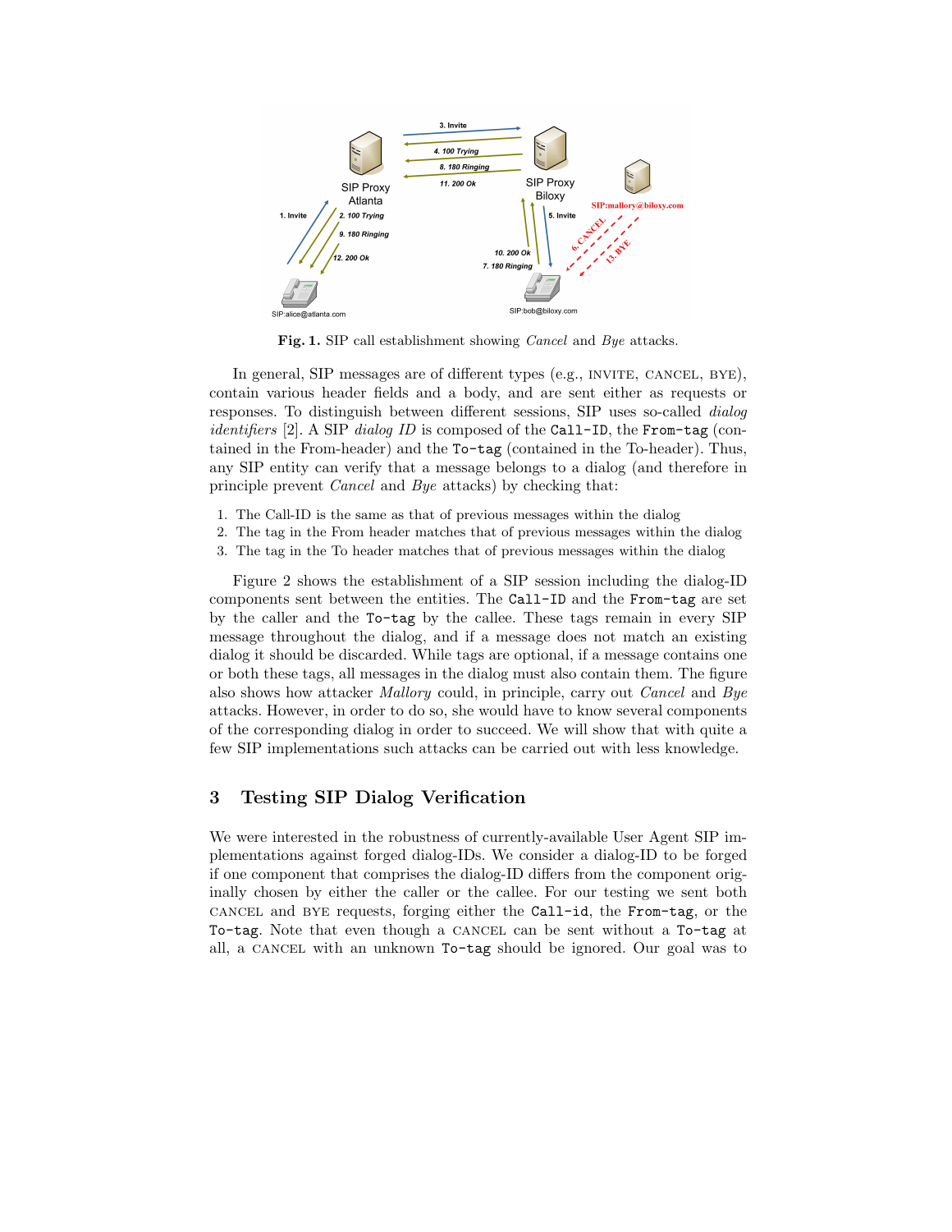3. Invite

4. 100 Trying

8. 180 Ringing

11. 200 Ok

SIP Proxy Atlanta

SIP Proxy Biloxy

SIP:mallory@biloxy.com

1. Invite

2. 100 Trying

9. 180 Ringing

12. 200 Ok

5. Invite

10. 200 Ok

7. 180 Ringing

6. CANCEL

13. BYE

SIP:alice@atlanta.com

SIP:bob@biloxy.com

**Fig. 1.** SIP call establishment showing *Cancel* and *Bye* attacks.

In general, SIP messages are of different types (e.g., INVITE, CANCEL, BYE), contain various header fields and a body, and are sent either as requests or responses. To distinguish between different sessions, SIP uses so-called *dialog identifiers* [2]. A SIP *dialog ID* is composed of the `Call-ID`, the `From-tag` (contained in the From-header) and the `To-tag` (contained in the To-header). Thus, any SIP entity can verify that a message belongs to a dialog (and therefore in principle prevent *Cancel* and *Bye* attacks) by checking that:

1. The Call-ID is the same as that of previous messages within the dialog
2. The tag in the From header matches that of previous messages within the dialog
3. The tag in the To header matches that of previous messages within the dialog

Figure 2 shows the establishment of a SIP session including the dialog-ID components sent between the entities. The `Call-ID` and the `From-tag` are set by the caller and the `To-tag` by the callee. These tags remain in every SIP message throughout the dialog, and if a message does not match an existing dialog it should be discarded. While tags are optional, if a message contains one or both these tags, all messages in the dialog must also contain them. The figure also shows how attacker *Mallory* could, in principle, carry out *Cancel* and *Bye* attacks. However, in order to do so, she would have to know several components of the corresponding dialog in order to succeed. We will show that with quite a few SIP implementations such attacks can be carried out with less knowledge.

## 3 Testing SIP Dialog Verification

We were interested in the robustness of currently-available User Agent SIP implementations against forged dialog-IDs. We consider a dialog-ID to be forged if one component that comprises the dialog-ID differs from the component originally chosen by either the caller or the callee. For our testing we sent both CANCEL and BYE requests, forging either the `Call-id`, the `From-tag`, or the `To-tag`. Note that even though a CANCEL can be sent without a `To-tag` at all, a CANCEL with an unknown `To-tag` should be ignored. Our goal was to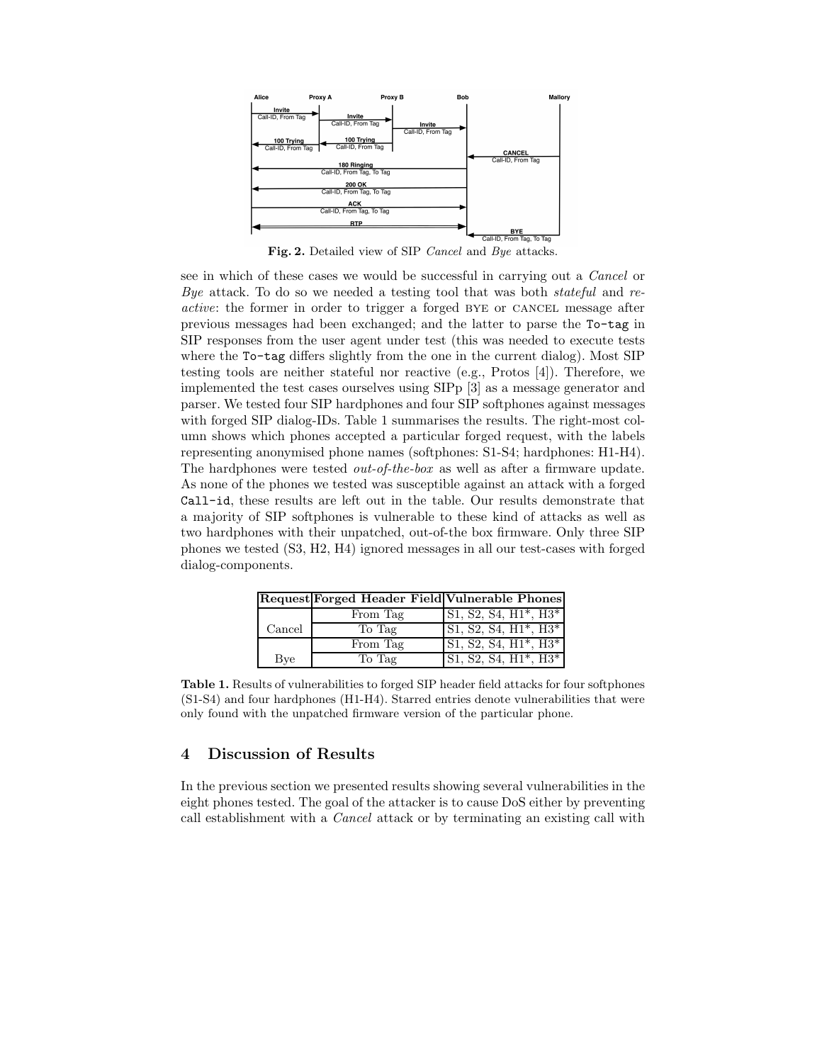Fig. 2. Detailed view of SIP *Cancel* and *Bye* attacks.

see in which of these cases we would be successful in carrying out a *Cancel* or *Bye* attack. To do so we needed a testing tool that was both *stateful* and *reactive*: the former in order to trigger a forged BYE or CANCEL message after previous messages had been exchanged; and the latter to parse the `To-tag` in SIP responses from the user agent under test (this was needed to execute tests where the `To-tag` differs slightly from the one in the current dialog). Most SIP testing tools are neither stateful nor reactive (e.g., Protos [4]). Therefore, we implemented the test cases ourselves using SIPp [3] as a message generator and parser. We tested four SIP hardphones and four SIP softphones against messages with forged SIP dialog-IDs. Table 1 summarises the results. The right-most column shows which phones accepted a particular forged request, with the labels representing anonymised phone names (softphones: S1-S4; hardphones: H1-H4). The hardphones were tested *out-of-the-box* as well as after a firmware update. As none of the phones we tested was susceptible against an attack with a forged `Call-id`, these results are left out in the table. Our results demonstrate that a majority of SIP softphones is vulnerable to these kind of attacks as well as two hardphones with their unpatched, out-of-the box firmware. Only three SIP phones we tested (S3, H2, H4) ignored messages in all our test-cases with forged dialog-components.

| Request | Forged Header Field | Vulnerable Phones |
|---|---|---|
| Cancel | From Tag | S1, S2, S4, H1*, H3* |
| | To Tag | S1, S2, S4, H1*, H3* |
| Bye | From Tag | S1, S2, S4, H1*, H3* |
| | To Tag | S1, S2, S4, H1*, H3* |

**Table 1.** Results of vulnerabilities to forged SIP header field attacks for four softphones (S1-S4) and four hardphones (H1-H4). Starred entries denote vulnerabilities that were only found with the unpatched firmware version of the particular phone.

## 4 Discussion of Results

In the previous section we presented results showing several vulnerabilities in the eight phones tested. The goal of the attacker is to cause DoS either by preventing call establishment with a *Cancel* attack or by terminating an existing call with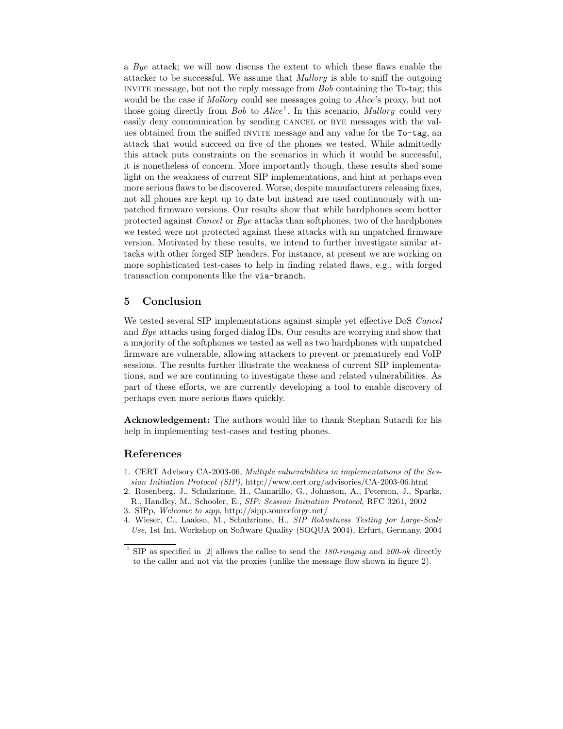a *Bye* attack; we will now discuss the extent to which these flaws enable the attacker to be successful. We assume that *Mallory* is able to sniff the outgoing INVITE message, but not the reply message from *Bob* containing the To-tag; this would be the case if *Mallory* could see messages going to *Alice*'s proxy, but not those going directly from *Bob* to *Alice*[1]. In this scenario, *Mallory* could very easily deny communication by sending CANCEL or BYE messages with the values obtained from the sniffed INVITE message and any value for the `To-tag`, an attack that would succeed on five of the phones we tested. While admittedly this attack puts constraints on the scenarios in which it would be successful, it is nonetheless of concern. More importantly though, these results shed some light on the weakness of current SIP implementations, and hint at perhaps even more serious flaws to be discovered. Worse, despite manufacturers releasing fixes, not all phones are kept up to date but instead are used continuously with unpatched firmware versions. Our results show that while hardphones seem better protected against *Cancel* or *Bye* attacks than softphones, two of the hardphones we tested were not protected against these attacks with an unpatched firmware version. Motivated by these results, we intend to further investigate similar attacks with other forged SIP headers. For instance, at present we are working on more sophisticated test-cases to help in finding related flaws, e.g., with forged transaction components like the `via-branch`.

## 5 Conclusion

We tested several SIP implementations against simple yet effective DoS *Cancel* and *Bye* attacks using forged dialog IDs. Our results are worrying and show that a majority of the softphones we tested as well as two hardphones with unpatched firmware are vulnerable, allowing attackers to prevent or prematurely end VoIP sessions. The results further illustrate the weakness of current SIP implementations, and we are continuing to investigate these and related vulnerabilities. As part of these efforts, we are currently developing a tool to enable discovery of perhaps even more serious flaws quickly.

**Acknowledgement:** The authors would like to thank Stephan Sutardi for his help in implementing test-cases and testing phones.

## References

1. CERT Advisory CA-2003-06, *Multiple vulnerabilities in implementations of the Session Initiation Protocol (SIP)*, http://www.cert.org/advisories/CA-2003-06.html
2. Rosenberg, J., Schulzrinne, H., Camarillo, G., Johnston, A., Peterson, J., Sparks, R., Handley, M., Schooler, E., *SIP: Session Initiation Protocol*, RFC 3261, 2002
3. SIPp, *Welcome to sipp*, http://sipp.sourceforge.net/
4. Wieser, C., Laakso, M., Schulzrinne, H., *SIP Robustness Testing for Large-Scale Use*, 1st Int. Workshop on Software Quality (SOQUA 2004), Erfurt, Germany, 2004

[1] SIP as specified in [2] allows the callee to send the *180-ringing* and *200-ok* directly to the caller and not via the proxies (unlike the message flow shown in figure 2).